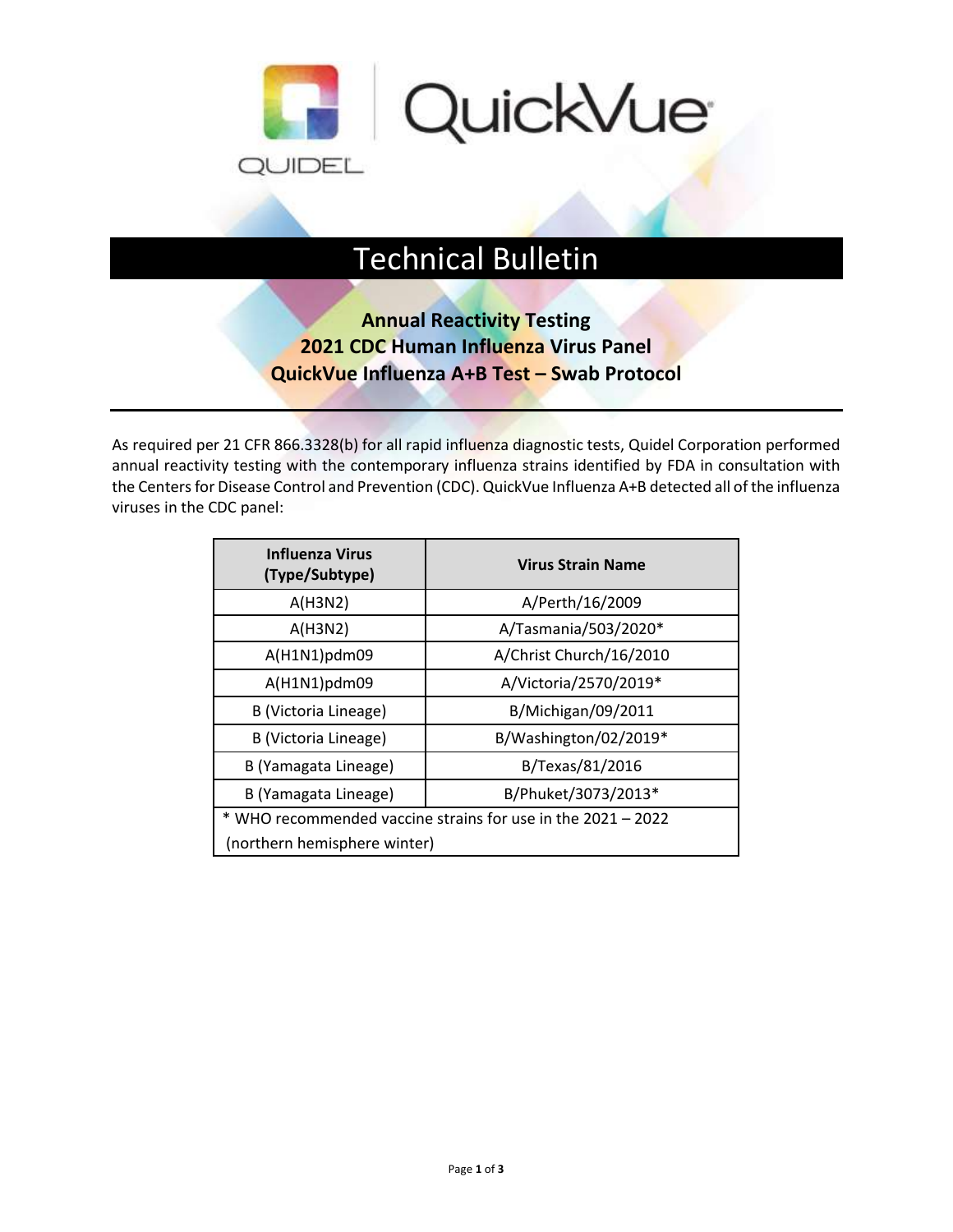QUIDEL QuickVue

# Technical Bulletin

## Annual Reactivity Testing
## 2021 CDC Human Influenza Virus Panel
## QuickVue Influenza A+B Test – Swab Protocol

As required per 21 CFR 866.3328(b) for all rapid influenza diagnostic tests, Quidel Corporation performed annual reactivity testing with the contemporary influenza strains identified by FDA in consultation with the Centers for Disease Control and Prevention (CDC). QuickVue Influenza A+B detected all of the influenza viruses in the CDC panel:

| Influenza Virus (Type/Subtype) | Virus Strain Name |
| --- | --- |
| A(H3N2) | A/Perth/16/2009 |
| A(H3N2) | A/Tasmania/503/2020* |
| A(H1N1)pdm09 | A/Christ Church/16/2010 |
| A(H1N1)pdm09 | A/Victoria/2570/2019* |
| B (Victoria Lineage) | B/Michigan/09/2011 |
| B (Victoria Lineage) | B/Washington/02/2019* |
| B (Yamagata Lineage) | B/Texas/81/2016 |
| B (Yamagata Lineage) | B/Phuket/3073/2013* |
| * WHO recommended vaccine strains for use in the 2021 – 2022 (northern hemisphere winter) | |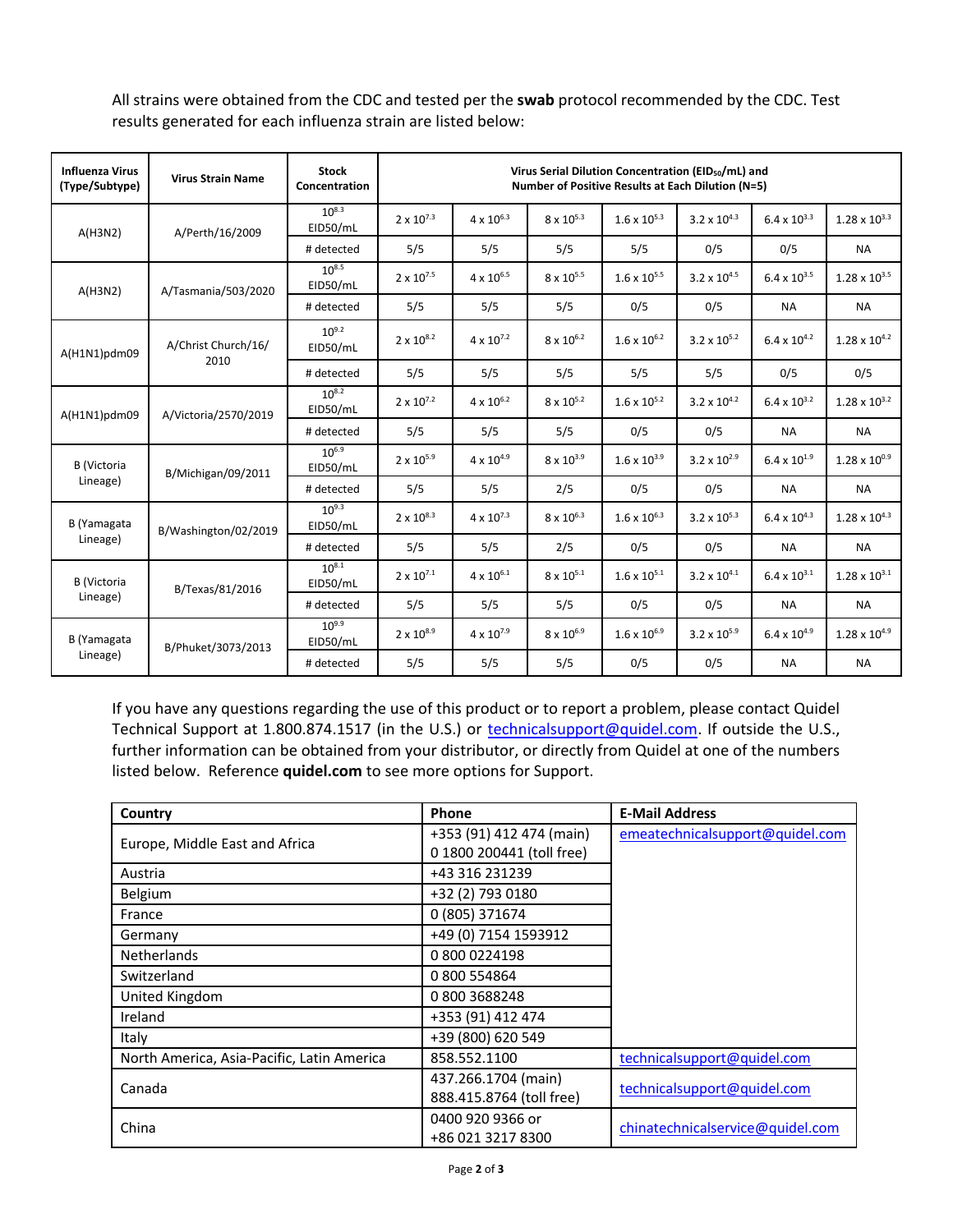All strains were obtained from the CDC and tested per the **swab** protocol recommended by the CDC. Test results generated for each influenza strain are listed below:

| Influenza Virus (Type/Subtype) | Virus Strain Name | Stock Concentration | Virus Serial Dilution Concentration ($EID_{50}$/mL) and Number of Positive Results at Each Dilution (N=5) | | | | | | |
|---|---|---|---|---|---|---|---|---|---|
| A(H3N2) | A/Perth/16/2009 | $10^{8.3}$ EID50/mL | $2 \times 10^{7.3}$ | $4 \times 10^{6.3}$ | $8 \times 10^{5.3}$ | $1.6 \times 10^{5.3}$ | $3.2 \times 10^{4.3}$ | $6.4 \times 10^{3.3}$ | $1.28 \times 10^{3.3}$ |
| | | # detected | 5/5 | 5/5 | 5/5 | 5/5 | 0/5 | 0/5 | NA |
| A(H3N2) | A/Tasmania/503/2020 | $10^{8.5}$ EID50/mL | $2 \times 10^{7.5}$ | $4 \times 10^{6.5}$ | $8 \times 10^{5.5}$ | $1.6 \times 10^{5.5}$ | $3.2 \times 10^{4.5}$ | $6.4 \times 10^{3.5}$ | $1.28 \times 10^{3.5}$ |
| | | # detected | 5/5 | 5/5 | 5/5 | 0/5 | 0/5 | NA | NA |
| A(H1N1)pdm09 | A/Christ Church/16/ 2010 | $10^{9.2}$ EID50/mL | $2 \times 10^{8.2}$ | $4 \times 10^{7.2}$ | $8 \times 10^{6.2}$ | $1.6 \times 10^{6.2}$ | $3.2 \times 10^{5.2}$ | $6.4 \times 10^{4.2}$ | $1.28 \times 10^{4.2}$ |
| | | # detected | 5/5 | 5/5 | 5/5 | 5/5 | 5/5 | 0/5 | 0/5 |
| A(H1N1)pdm09 | A/Victoria/2570/2019 | $10^{8.2}$ EID50/mL | $2 \times 10^{7.2}$ | $4 \times 10^{6.2}$ | $8 \times 10^{5.2}$ | $1.6 \times 10^{5.2}$ | $3.2 \times 10^{4.2}$ | $6.4 \times 10^{3.2}$ | $1.28 \times 10^{3.2}$ |
| | | # detected | 5/5 | 5/5 | 5/5 | 0/5 | 0/5 | NA | NA |
| B (Victoria Lineage) | B/Michigan/09/2011 | $10^{6.9}$ EID50/mL | $2 \times 10^{5.9}$ | $4 \times 10^{4.9}$ | $8 \times 10^{3.9}$ | $1.6 \times 10^{3.9}$ | $3.2 \times 10^{2.9}$ | $6.4 \times 10^{1.9}$ | $1.28 \times 10^{0.9}$ |
| | | # detected | 5/5 | 5/5 | 2/5 | 0/5 | 0/5 | NA | NA |
| B (Yamagata Lineage) | B/Washington/02/2019 | $10^{9.3}$ EID50/mL | $2 \times 10^{8.3}$ | $4 \times 10^{7.3}$ | $8 \times 10^{6.3}$ | $1.6 \times 10^{6.3}$ | $3.2 \times 10^{5.3}$ | $6.4 \times 10^{4.3}$ | $1.28 \times 10^{4.3}$ |
| | | # detected | 5/5 | 5/5 | 2/5 | 0/5 | 0/5 | NA | NA |
| B (Victoria Lineage) | B/Texas/81/2016 | $10^{8.1}$ EID50/mL | $2 \times 10^{7.1}$ | $4 \times 10^{6.1}$ | $8 \times 10^{5.1}$ | $1.6 \times 10^{5.1}$ | $3.2 \times 10^{4.1}$ | $6.4 \times 10^{3.1}$ | $1.28 \times 10^{3.1}$ |
| | | # detected | 5/5 | 5/5 | 5/5 | 0/5 | 0/5 | NA | NA |
| B (Yamagata Lineage) | B/Phuket/3073/2013 | $10^{9.9}$ EID50/mL | $2 \times 10^{8.9}$ | $4 \times 10^{7.9}$ | $8 \times 10^{6.9}$ | $1.6 \times 10^{6.9}$ | $3.2 \times 10^{5.9}$ | $6.4 \times 10^{4.9}$ | $1.28 \times 10^{4.9}$ |
| | | # detected | 5/5 | 5/5 | 5/5 | 0/5 | 0/5 | NA | NA |

If you have any questions regarding the use of this product or to report a problem, please contact Quidel Technical Support at 1.800.874.1517 (in the U.S.) or technicalsupport@quidel.com. If outside the U.S., further information can be obtained from your distributor, or directly from Quidel at one of the numbers listed below. Reference **quidel.com** to see more options for Support.

| Country | Phone | E-Mail Address |
|---|---|---|
| Europe, Middle East and Africa | +353 (91) 412 474 (main)<br>0 1800 200441 (toll free) | emeatechnicalsupport@quidel.com |
| Austria | +43 316 231239 | |
| Belgium | +32 (2) 793 0180 | |
| France | 0 (805) 371674 | |
| Germany | +49 (0) 7154 1593912 | |
| Netherlands | 0 800 0224198 | |
| Switzerland | 0 800 554864 | |
| United Kingdom | 0 800 3688248 | |
| Ireland | +353 (91) 412 474 | |
| Italy | +39 (800) 620 549 | |
| North America, Asia-Pacific, Latin America | 858.552.1100 | technicalsupport@quidel.com |
| Canada | 437.266.1704 (main)<br>888.415.8764 (toll free) | technicalsupport@quidel.com |
| China | 0400 920 9366 or<br>+86 021 3217 8300 | chinatechnicalservice@quidel.com |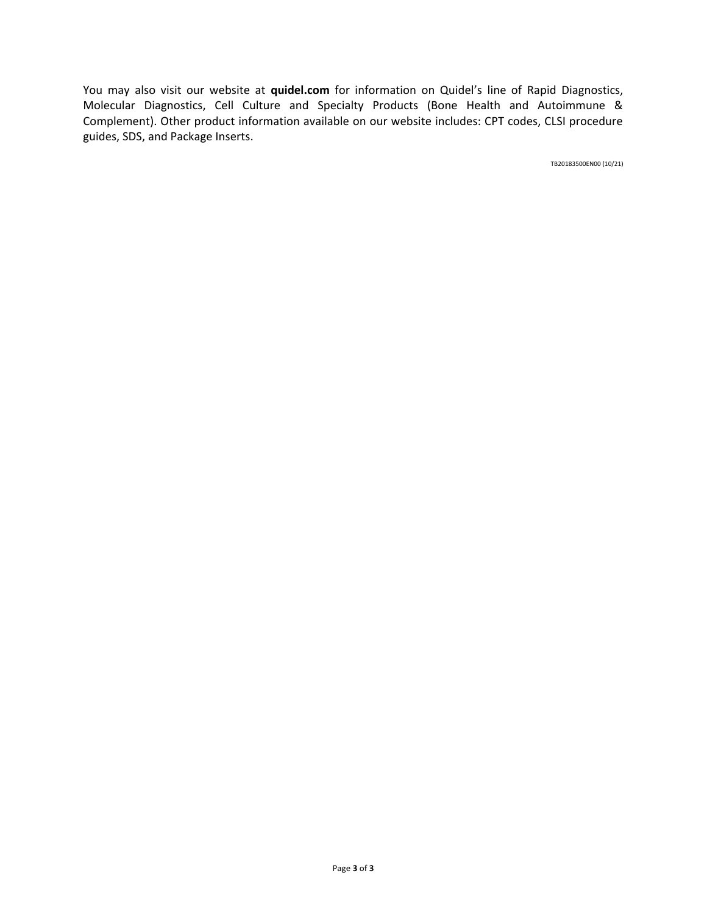You may also visit our website at **quidel.com** for information on Quidel's line of Rapid Diagnostics, Molecular Diagnostics, Cell Culture and Specialty Products (Bone Health and Autoimmune & Complement). Other product information available on our website includes: CPT codes, CLSI procedure guides, SDS, and Package Inserts.

TB20183500EN00 (10/21)